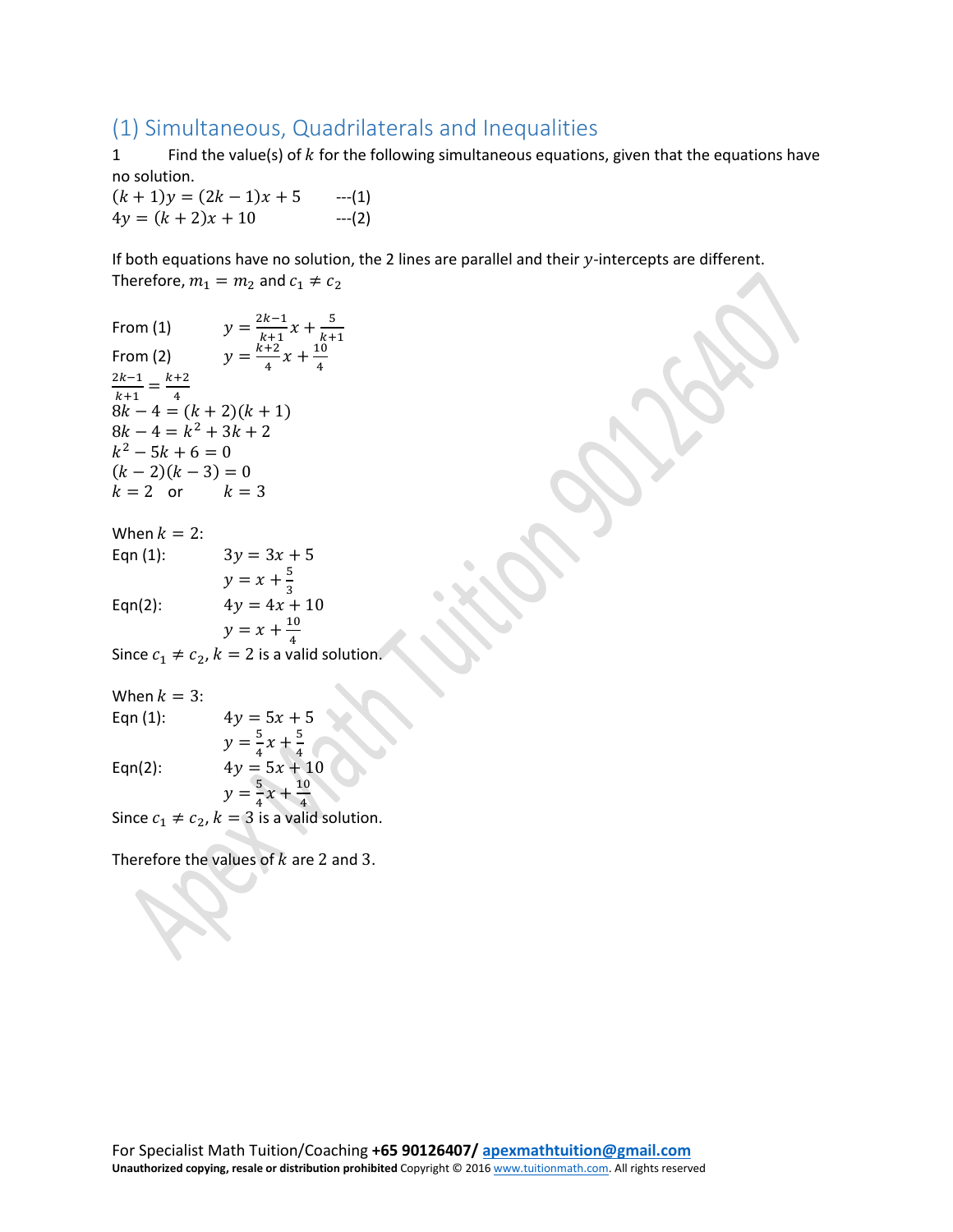## (1) Simultaneous, Quadrilaterals and Inequalities

1 Find the value(s) of $k$ for the following simultaneous equations, given that the equations have no solution.

$(k+1)y = (2k-1)x + 5$ ---(1)

$4y = (k+2)x + 10$ ---(2)

If both equations have no solution, the 2 lines are parallel and their $y$-intercepts are different. Therefore, $m_1 = m_2$ and $c_1 \neq c_2$

From (1) $\quad y = \frac{2k-1}{k+1}x + \frac{5}{k+1}$

From (2) $\quad y = \frac{k+2}{4}x + \frac{10}{4}$

$\frac{2k-1}{k+1} = \frac{k+2}{4}$

$8k - 4 = (k+2)(k+1)$

$8k - 4 = k^2 + 3k + 2$

$k^2 - 5k + 6 = 0$

$(k-2)(k-3) = 0$

$k = 2 \quad$ or $\quad k = 3$

When $k = 2$:

Eqn (1): $\quad 3y = 3x + 5$

$\quad y = x + \frac{5}{3}$

Eqn(2): $\quad 4y = 4x + 10$

$\quad y = x + \frac{10}{4}$

Since $c_1 \neq c_2$, $k = 2$ is a valid solution.

When $k = 3$:

Eqn (1): $\quad 4y = 5x + 5$

$\quad y = \frac{5}{4}x + \frac{5}{4}$

Eqn(2): $\quad 4y = 5x + 10$

$\quad y = \frac{5}{4}x + \frac{10}{4}$

Since $c_1 \neq c_2$, $k = 3$ is a valid solution.

Therefore the values of $k$ are 2 and 3.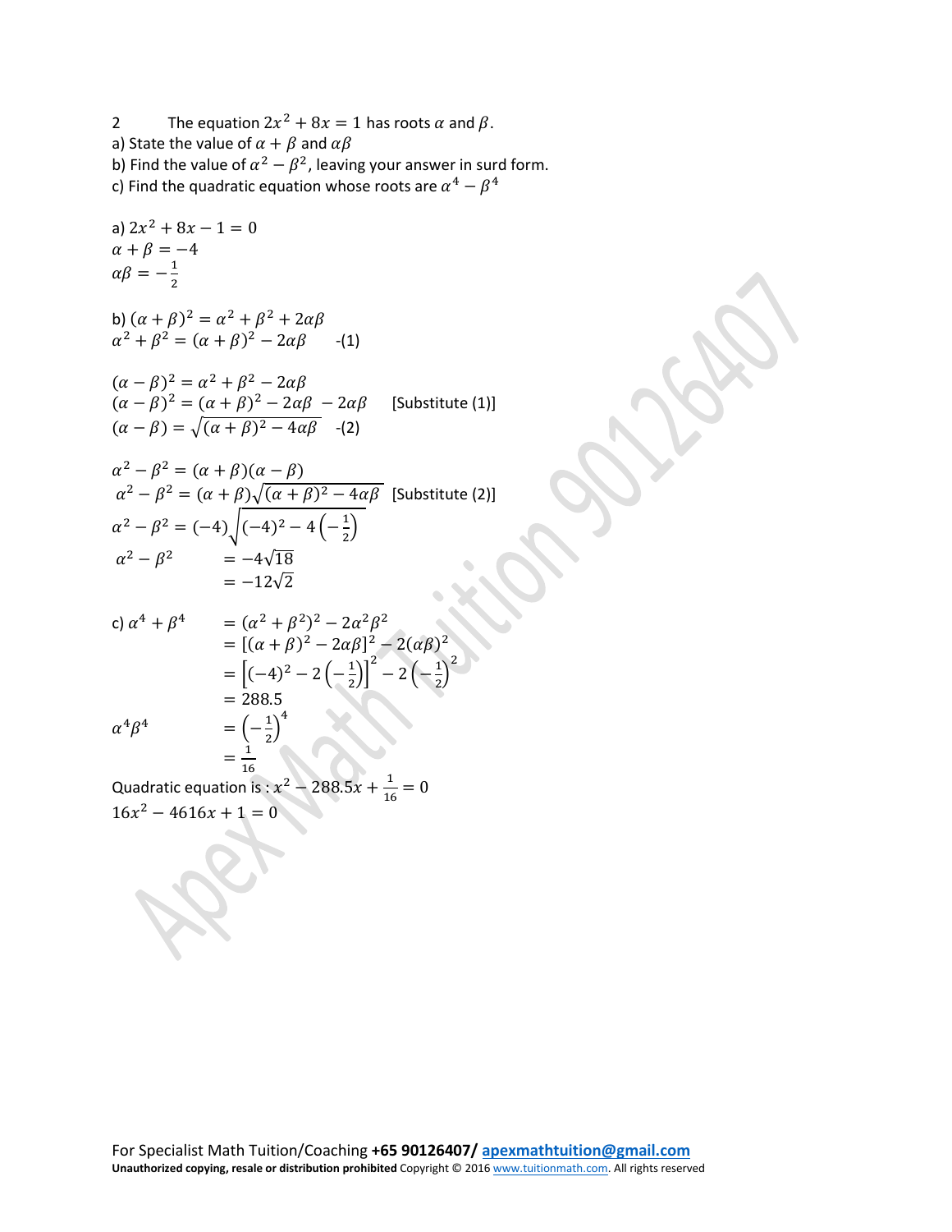2 The equation $2x^2 + 8x = 1$ has roots $\alpha$ and $\beta$.

a) State the value of $\alpha + \beta$ and $\alpha\beta$

b) Find the value of $\alpha^2 - \beta^2$, leaving your answer in surd form.

c) Find the quadratic equation whose roots are $\alpha^4 - \beta^4$

a) $2x^2 + 8x - 1 = 0$

$\alpha + \beta = -4$

$\alpha\beta = -\frac{1}{2}$

b) $(\alpha + \beta)^2 = \alpha^2 + \beta^2 + 2\alpha\beta$

$\alpha^2 + \beta^2 = (\alpha + \beta)^2 - 2\alpha\beta$ -(1)

$(\alpha - \beta)^2 = \alpha^2 + \beta^2 - 2\alpha\beta$

$(\alpha - \beta)^2 = (\alpha + \beta)^2 - 2\alpha\beta - 2\alpha\beta$ [Substitute (1)]

$(\alpha - \beta) = \sqrt{(\alpha + \beta)^2 - 4\alpha\beta}$ -(2)

$\alpha^2 - \beta^2 = (\alpha + \beta)(\alpha - \beta)$

$\alpha^2 - \beta^2 = (\alpha + \beta)\sqrt{(\alpha + \beta)^2 - 4\alpha\beta}$ [Substitute (2)]

$\alpha^2 - \beta^2 = (-4)\sqrt{(-4)^2 - 4\left(-\frac{1}{2}\right)}$

$\alpha^2 - \beta^2 = -4\sqrt{18}$

$= -12\sqrt{2}$

c) $\alpha^4 + \beta^4 = (\alpha^2 + \beta^2)^2 - 2\alpha^2\beta^2$

$= [(\alpha + \beta)^2 - 2\alpha\beta]^2 - 2(\alpha\beta)^2$

$= \left[(-4)^2 - 2\left(-\frac{1}{2}\right)\right]^2 - 2\left(-\frac{1}{2}\right)^2$

$= 288.5$

$\alpha^4\beta^4 = \left(-\frac{1}{2}\right)^4$

$= \frac{1}{16}$

Quadratic equation is : $x^2 - 288.5x + \frac{1}{16} = 0$

$16x^2 - 4616x + 1 = 0$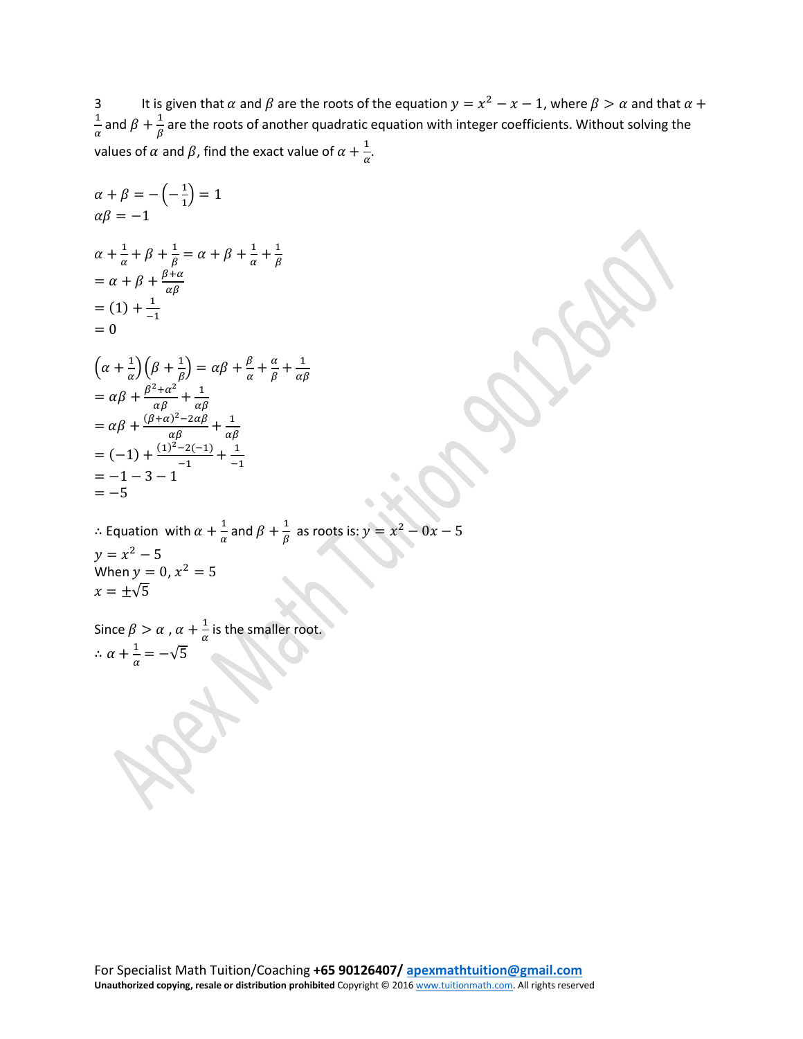3 It is given that $\alpha$ and $\beta$ are the roots of the equation $y = x^2 - x - 1$, where $\beta > \alpha$ and that $\alpha + \frac{1}{\alpha}$ and $\beta + \frac{1}{\beta}$ are the roots of another quadratic equation with integer coefficients. Without solving the values of $\alpha$ and $\beta$, find the exact value of $\alpha + \frac{1}{\alpha}$.

$$\alpha + \beta = -\left(-\frac{1}{1}\right) = 1$$
$$\alpha\beta = -1$$

$$\alpha + \frac{1}{\alpha} + \beta + \frac{1}{\beta} = \alpha + \beta + \frac{1}{\alpha} + \frac{1}{\beta}$$
$$= \alpha + \beta + \frac{\beta + \alpha}{\alpha\beta}$$
$$= (1) + \frac{1}{-1}$$
$$= 0$$

$$\left(\alpha + \frac{1}{\alpha}\right)\left(\beta + \frac{1}{\beta}\right) = \alpha\beta + \frac{\beta}{\alpha} + \frac{\alpha}{\beta} + \frac{1}{\alpha\beta}$$
$$= \alpha\beta + \frac{\beta^2 + \alpha^2}{\alpha\beta} + \frac{1}{\alpha\beta}$$
$$= \alpha\beta + \frac{(\beta + \alpha)^2 - 2\alpha\beta}{\alpha\beta} + \frac{1}{\alpha\beta}$$
$$= (-1) + \frac{(1)^2 - 2(-1)}{-1} + \frac{1}{-1}$$
$$= -1 - 3 - 1$$
$$= -5$$

$\therefore$ Equation with $\alpha + \frac{1}{\alpha}$ and $\beta + \frac{1}{\beta}$ as roots is: $y = x^2 - 0x - 5$

$y = x^2 - 5$

When $y = 0$, $x^2 = 5$

$x = \pm\sqrt{5}$

Since $\beta > \alpha$ , $\alpha + \frac{1}{\alpha}$ is the smaller root.

$\therefore \alpha + \frac{1}{\alpha} = -\sqrt{5}$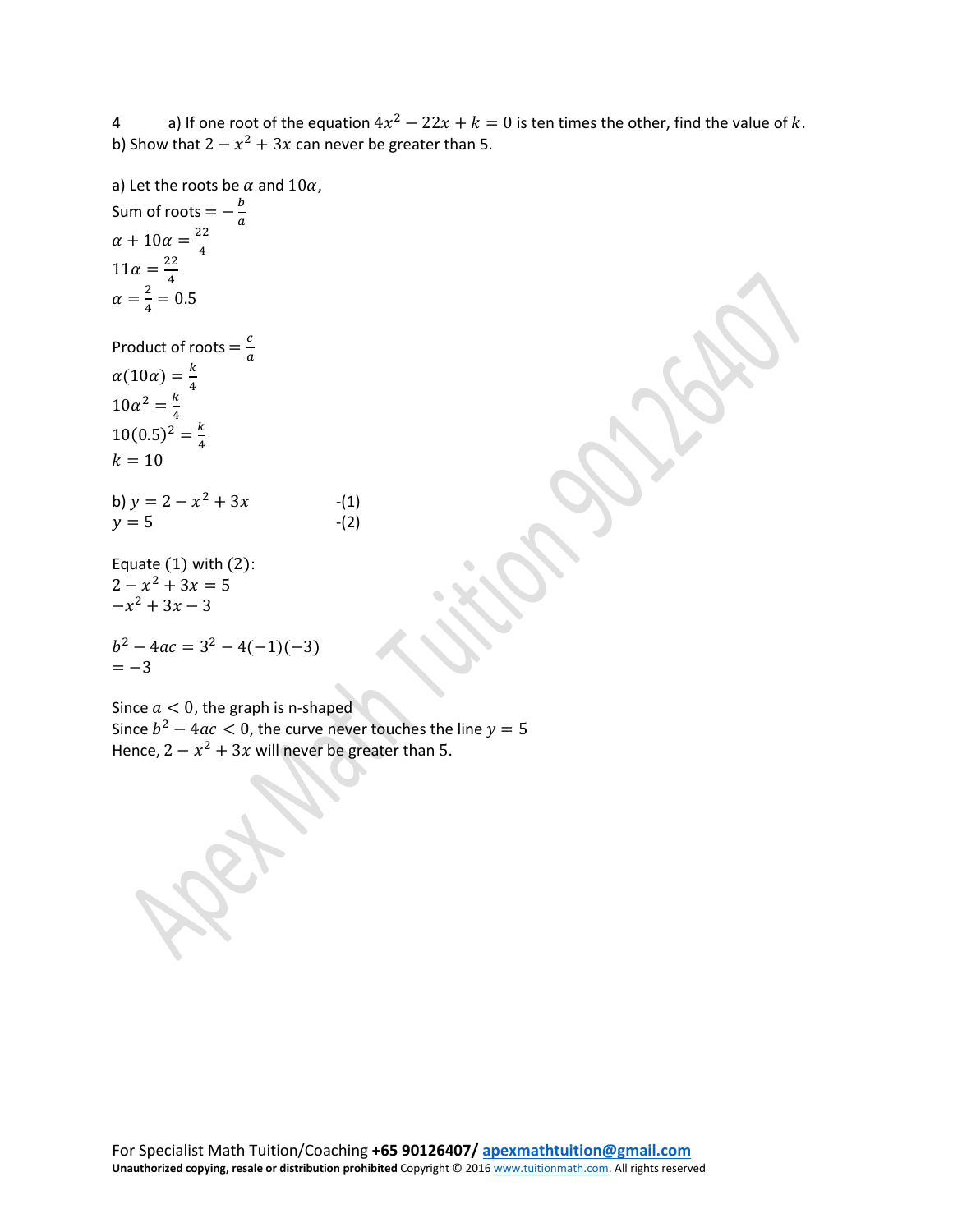4 a) If one root of the equation $4x^2 - 22x + k = 0$ is ten times the other, find the value of $k$.
b) Show that $2 - x^2 + 3x$ can never be greater than 5.

a) Let the roots be $\alpha$ and $10\alpha$,

Sum of roots $= -\frac{b}{a}$

$\alpha + 10\alpha = \frac{22}{4}$

$11\alpha = \frac{22}{4}$

$\alpha = \frac{2}{4} = 0.5$

Product of roots $= \frac{c}{a}$

$\alpha(10\alpha) = \frac{k}{4}$

$10\alpha^2 = \frac{k}{4}$

$10(0.5)^2 = \frac{k}{4}$

$k = 10$

b) $y = 2 - x^2 + 3x$ -(1)

$y = 5$ -(2)

Equate (1) with (2):

$2 - x^2 + 3x = 5$

$-x^2 + 3x - 3$

$b^2 - 4ac = 3^2 - 4(-1)(-3)$

$= -3$

Since $a < 0$, the graph is n-shaped

Since $b^2 - 4ac < 0$, the curve never touches the line $y = 5$

Hence, $2 - x^2 + 3x$ will never be greater than 5.

For Specialist Math Tuition/Coaching **+65 90126407/** apexmathtuition@gmail.com

**Unauthorized copying, resale or distribution prohibited** Copyright © 2016 www.tuitionmath.com. All rights reserved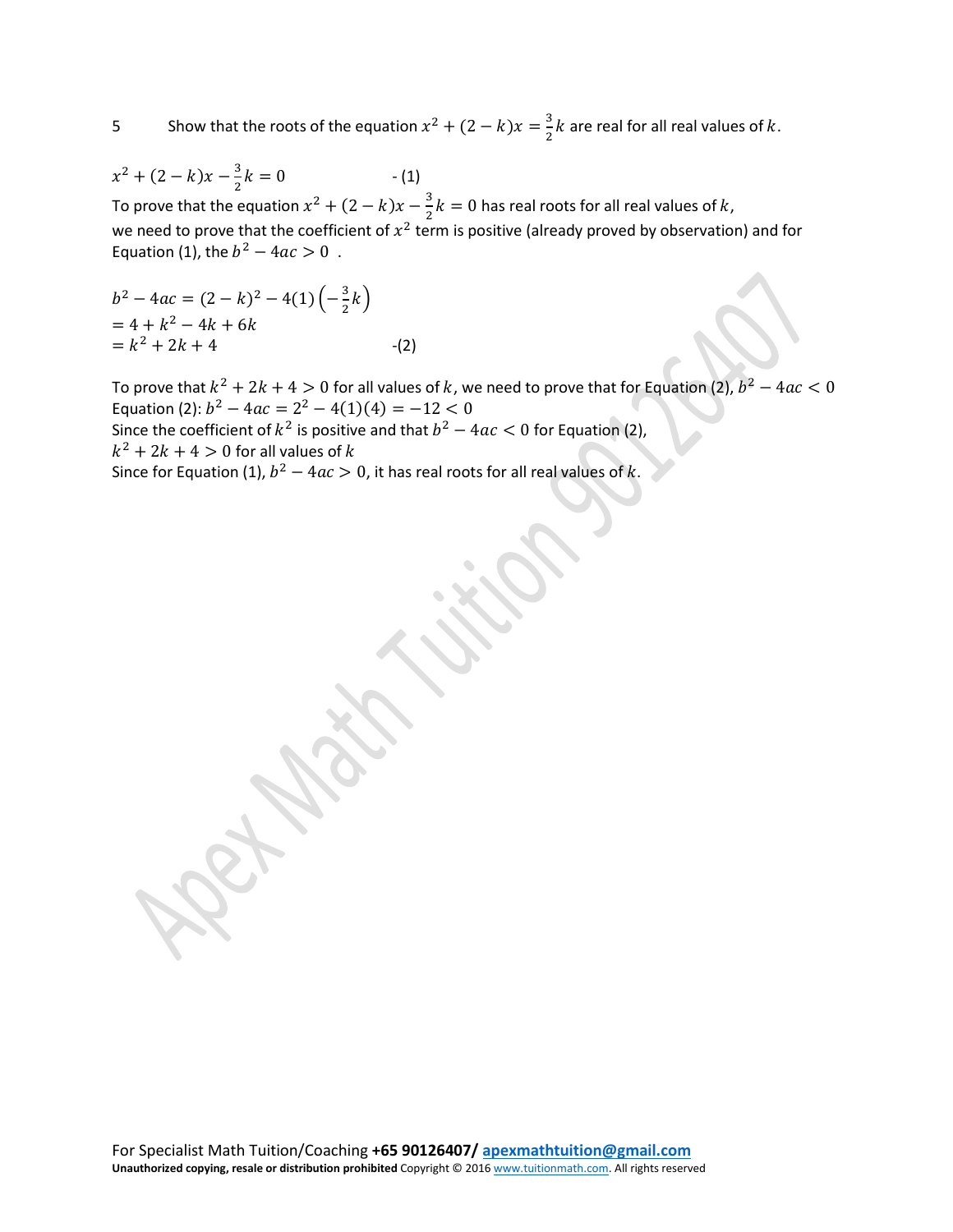5 Show that the roots of the equation $x^2 + (2-k)x = \frac{3}{2}k$ are real for all real values of $k$.

$x^2 + (2-k)x - \frac{3}{2}k = 0$ - (1)

To prove that the equation $x^2 + (2-k)x - \frac{3}{2}k = 0$ has real roots for all real values of $k$, we need to prove that the coefficient of $x^2$ term is positive (already proved by observation) and for Equation (1), the $b^2 - 4ac > 0$ .

$b^2 - 4ac = (2-k)^2 - 4(1)\left(-\frac{3}{2}k\right)$
$= 4 + k^2 - 4k + 6k$
$= k^2 + 2k + 4$ -(2)

To prove that $k^2 + 2k + 4 > 0$ for all values of $k$, we need to prove that for Equation (2), $b^2 - 4ac < 0$
Equation (2): $b^2 - 4ac = 2^2 - 4(1)(4) = -12 < 0$
Since the coefficient of $k^2$ is positive and that $b^2 - 4ac < 0$ for Equation (2),
$k^2 + 2k + 4 > 0$ for all values of $k$
Since for Equation (1), $b^2 - 4ac > 0$, it has real roots for all real values of $k$.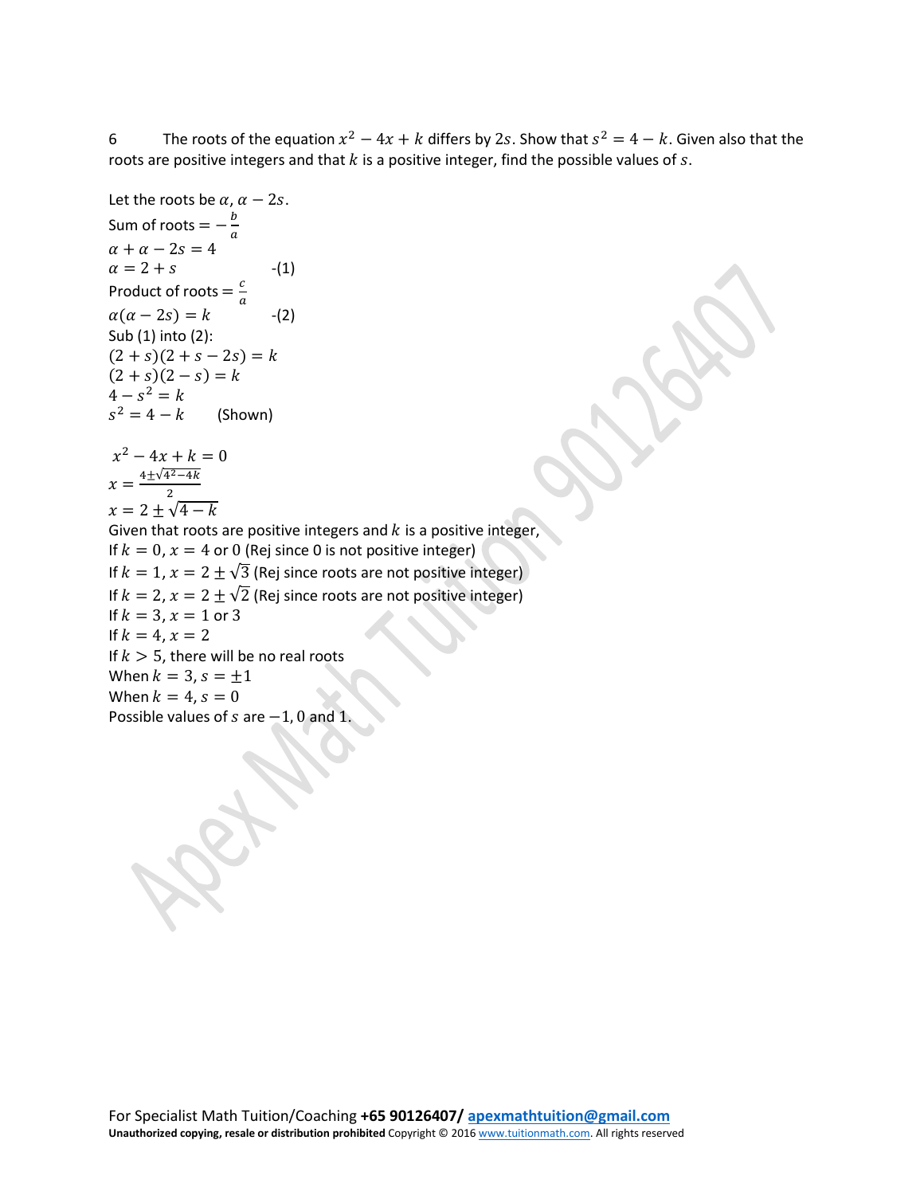6 The roots of the equation $x^2 - 4x + k$ differs by $2s$. Show that $s^2 = 4 - k$. Given also that the roots are positive integers and that $k$ is a positive integer, find the possible values of $s$.

Let the roots be $\alpha, \alpha - 2s$.

Sum of roots $= -\frac{b}{a}$

$\alpha + \alpha - 2s = 4$

$\alpha = 2 + s$ -(1)

Product of roots $= \frac{c}{a}$

$\alpha(\alpha - 2s) = k$ -(2)

Sub (1) into (2):

$(2 + s)(2 + s - 2s) = k$

$(2 + s)(2 - s) = k$

$4 - s^2 = k$

$s^2 = 4 - k$ (Shown)

$x^2 - 4x + k = 0$

$x = \frac{4 \pm \sqrt{4^2 - 4k}}{2}$

$x = 2 \pm \sqrt{4 - k}$

Given that roots are positive integers and $k$ is a positive integer,

If $k = 0$, $x = 4$ or $0$ (Rej since 0 is not positive integer)

If $k = 1$, $x = 2 \pm \sqrt{3}$ (Rej since roots are not positive integer)

If $k = 2$, $x = 2 \pm \sqrt{2}$ (Rej since roots are not positive integer)

If $k = 3$, $x = 1$ or $3$

If $k = 4$, $x = 2$

If $k > 5$, there will be no real roots

When $k = 3$, $s = \pm 1$

When $k = 4$, $s = 0$

Possible values of $s$ are $-1, 0$ and $1$.

For Specialist Math Tuition/Coaching **+65 90126407/ apexmathtuition@gmail.com**

**Unauthorized copying, resale or distribution prohibited** Copyright © 2016 www.tuitionmath.com. All rights reserved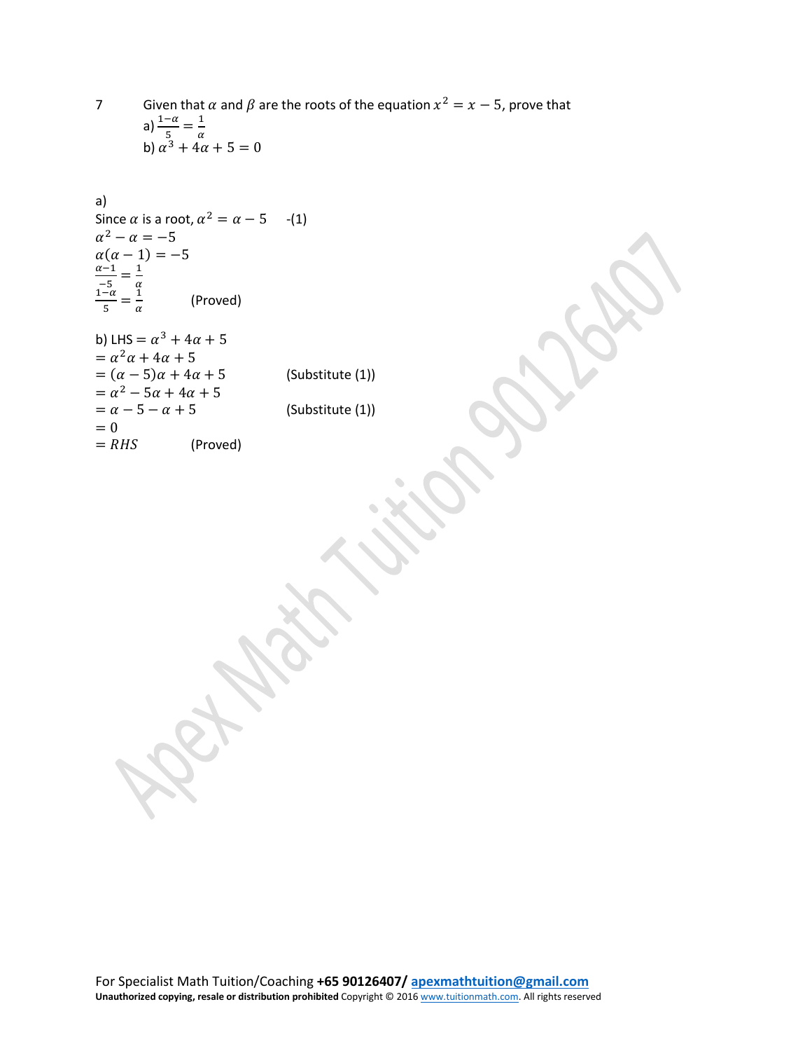7 Given that $\alpha$ and $\beta$ are the roots of the equation $x^2 = x - 5$, prove that

a) $\frac{1-\alpha}{5} = \frac{1}{\alpha}$

b) $\alpha^3 + 4\alpha + 5 = 0$

a)

Since $\alpha$ is a root, $\alpha^2 = \alpha - 5$ -(1)

$\alpha^2 - \alpha = -5$

$\alpha(\alpha - 1) = -5$

$\frac{\alpha-1}{-5} = \frac{1}{\alpha}$

$\frac{1-\alpha}{5} = \frac{1}{\alpha}$ (Proved)

b) LHS $= \alpha^3 + 4\alpha + 5$

$= \alpha^2\alpha + 4\alpha + 5$

$= (\alpha - 5)\alpha + 4\alpha + 5$ (Substitute (1))

$= \alpha^2 - 5\alpha + 4\alpha + 5$

$= \alpha - 5 - \alpha + 5$ (Substitute (1))

$= 0$

$= RHS$ (Proved)

For Specialist Math Tuition/Coaching **+65 90126407/ apexmathtuition@gmail.com**

**Unauthorized copying, resale or distribution prohibited** Copyright © 2016 www.tuitionmath.com. All rights reserved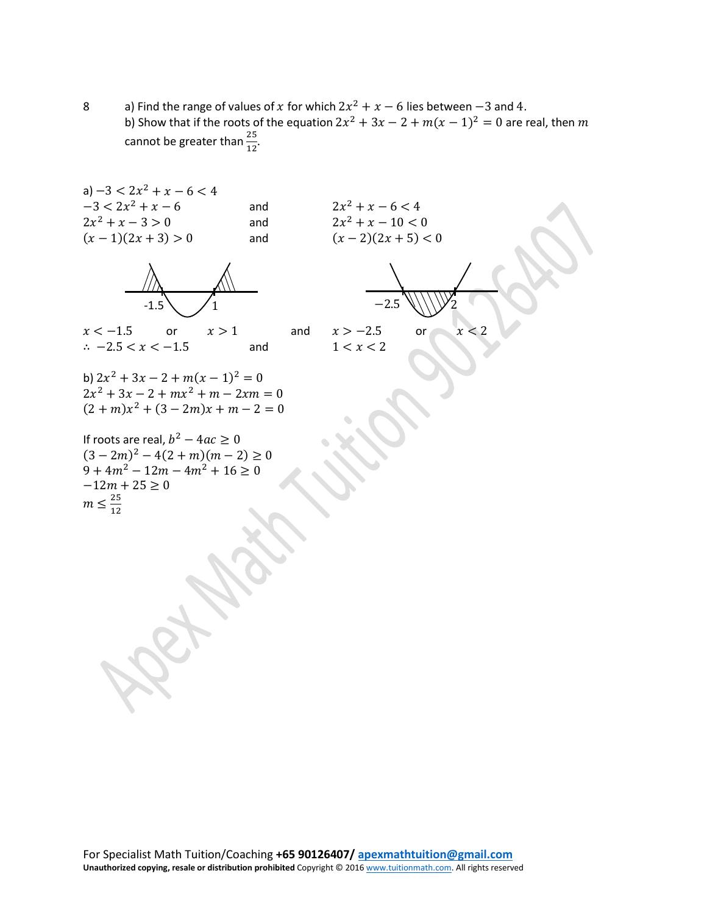8 a) Find the range of values of $x$ for which $2x^2 + x - 6$ lies between $-3$ and $4$.

b) Show that if the roots of the equation $2x^2 + 3x - 2 + m(x-1)^2 = 0$ are real, then $m$ cannot be greater than $\frac{25}{12}$.

a) $-3 < 2x^2 + x - 6 < 4$

| | | |
|---|---|---|
| $-3 < 2x^2 + x - 6$ | and | $2x^2 + x - 6 < 4$ |
| $2x^2 + x - 3 > 0$ | and | $2x^2 + x - 10 < 0$ |
| $(x-1)(2x+3) > 0$ | and | $(x-2)(2x+5) < 0$ |

-1.5 1

$-2.5$ 2

$x < -1.5$ or $x > 1$ and $x > -2.5$ or $x < 2$

$\therefore\ -2.5 < x < -1.5$ and $1 < x < 2$

b) $2x^2 + 3x - 2 + m(x-1)^2 = 0$

$2x^2 + 3x - 2 + mx^2 + m - 2xm = 0$

$(2+m)x^2 + (3-2m)x + m - 2 = 0$

If roots are real, $b^2 - 4ac \geq 0$

$(3-2m)^2 - 4(2+m)(m-2) \geq 0$

$9 + 4m^2 - 12m - 4m^2 + 16 \geq 0$

$-12m + 25 \geq 0$

$m \leq \frac{25}{12}$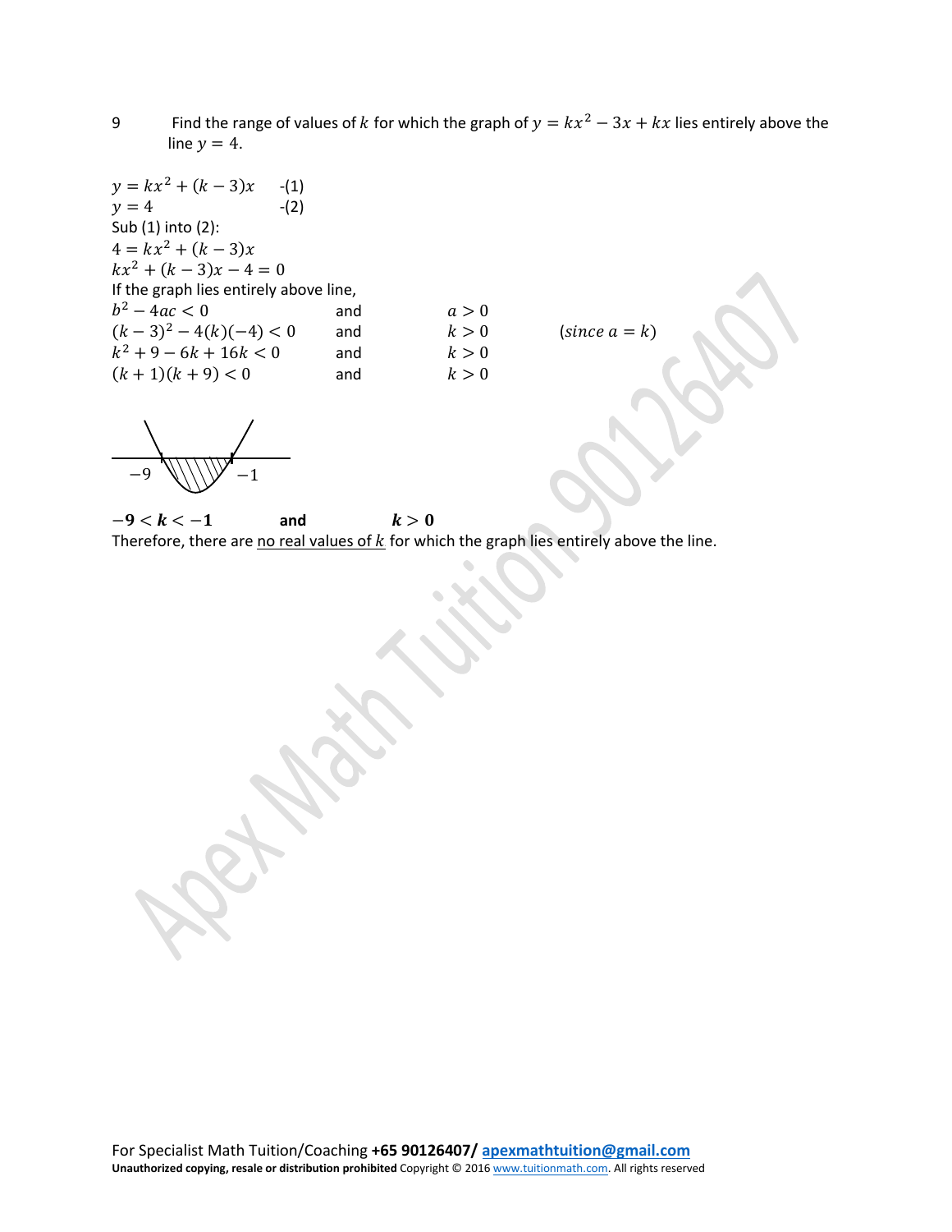9 Find the range of values of $k$ for which the graph of $y = kx^2 - 3x + kx$ lies entirely above the line $y = 4$.

$y = kx^2 + (k-3)x$ -(1)
$y = 4$ -(2)
Sub (1) into (2):
$4 = kx^2 + (k-3)x$
$kx^2 + (k-3)x - 4 = 0$
If the graph lies entirely above line,

| | | | |
|---|---|---|---|
| $b^2 - 4ac < 0$ | and | $a > 0$ | |
| $(k-3)^2 - 4(k)(-4) < 0$ | and | $k > 0$ | $(since\ a = k)$ |
| $k^2 + 9 - 6k + 16k < 0$ | and | $k > 0$ | |
| $(k+1)(k+9) < 0$ | and | $k > 0$ | |

$-9 \quad -1$

$\boldsymbol{-9 < k < -1}$ **and** $\boldsymbol{k > 0}$

Therefore, there are no real values of $k$ for which the graph lies entirely above the line.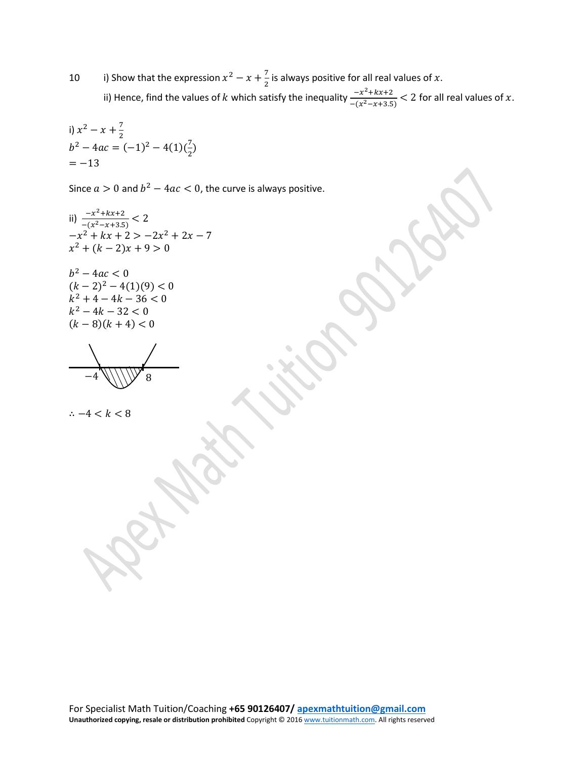10 i) Show that the expression $x^2 - x + \frac{7}{2}$ is always positive for all real values of $x$.

ii) Hence, find the values of $k$ which satisfy the inequality $\frac{-x^2+kx+2}{-(x^2-x+3.5)} < 2$ for all real values of $x$.

i) $x^2 - x + \frac{7}{2}$

$b^2 - 4ac = (-1)^2 - 4(1)(\frac{7}{2})$

$= -13$

Since $a > 0$ and $b^2 - 4ac < 0$, the curve is always positive.

ii) $\frac{-x^2+kx+2}{-(x^2-x+3.5)} < 2$

$-x^2 + kx + 2 > -2x^2 + 2x - 7$

$x^2 + (k-2)x + 9 > 0$

$b^2 - 4ac < 0$

$(k-2)^2 - 4(1)(9) < 0$

$k^2 + 4 - 4k - 36 < 0$

$k^2 - 4k - 32 < 0$

$(k-8)(k+4) < 0$

$\therefore -4 < k < 8$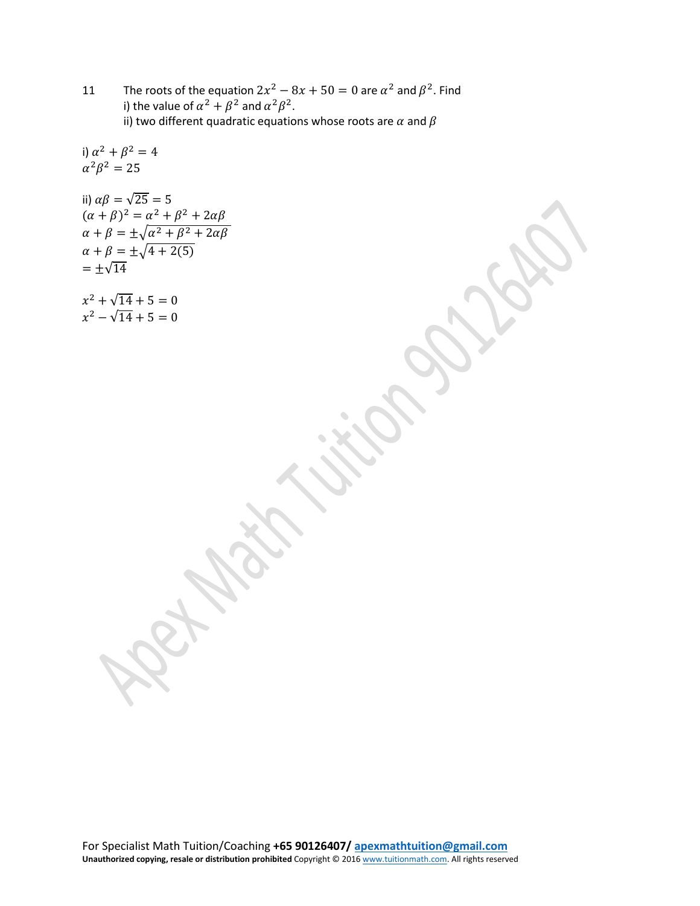11 The roots of the equation $2x^2 - 8x + 50 = 0$ are $\alpha^2$ and $\beta^2$. Find

i) the value of $\alpha^2 + \beta^2$ and $\alpha^2\beta^2$.

ii) two different quadratic equations whose roots are $\alpha$ and $\beta$

i) $\alpha^2 + \beta^2 = 4$

$\alpha^2\beta^2 = 25$

ii) $\alpha\beta = \sqrt{25} = 5$

$(\alpha + \beta)^2 = \alpha^2 + \beta^2 + 2\alpha\beta$

$\alpha + \beta = \pm\sqrt{\alpha^2 + \beta^2 + 2\alpha\beta}$

$\alpha + \beta = \pm\sqrt{4 + 2(5)}$

$= \pm\sqrt{14}$

$x^2 + \sqrt{14} + 5 = 0$

$x^2 - \sqrt{14} + 5 = 0$